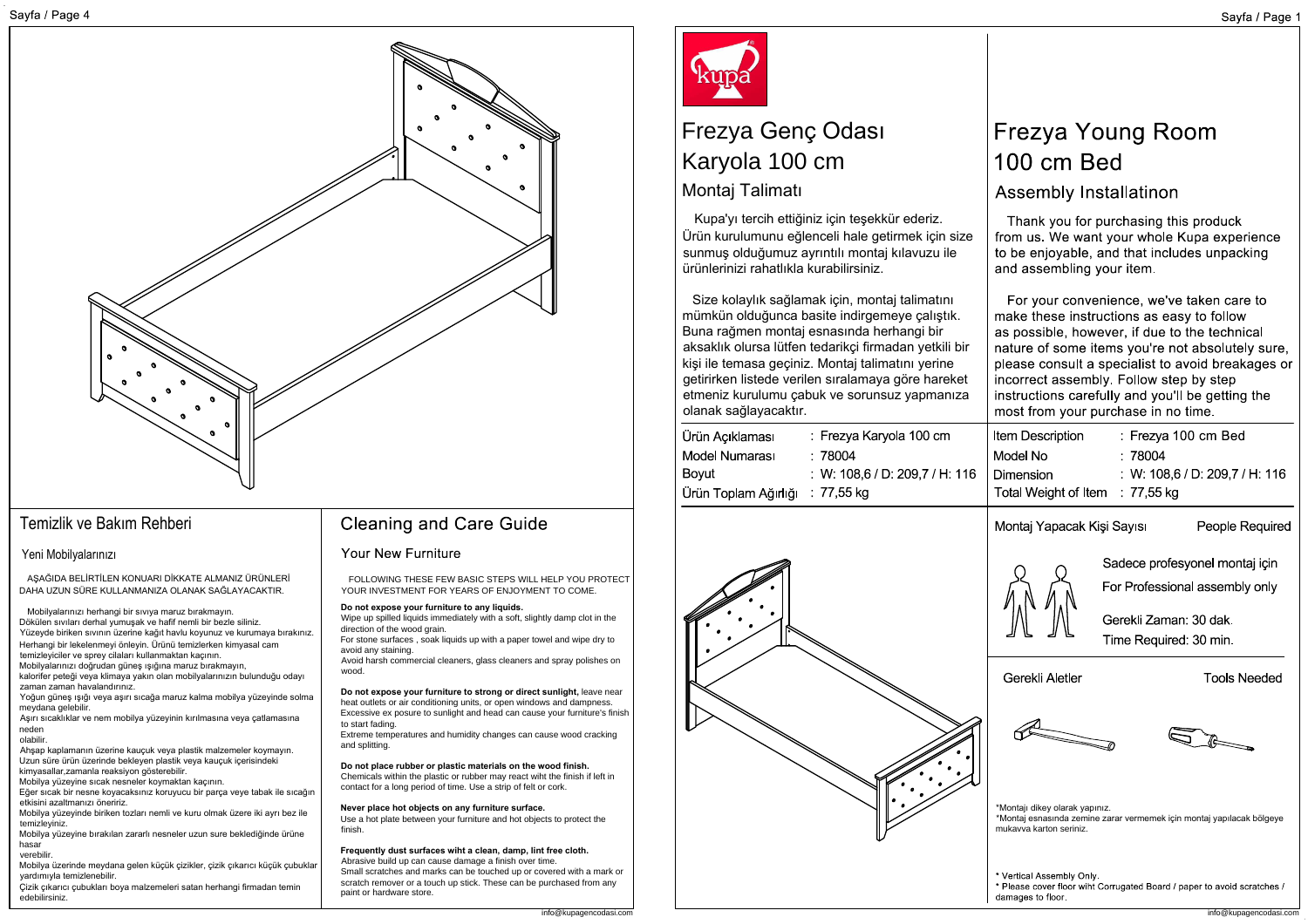## Temizlik ve Bakım Rehberi

### Yeni Mobilyalarınızı

AŞAĞIDA BELİRTİLEN KONUARI DİKKATE ALMANIZ ÜRÜNLERİ DAHA UZUN SÜRE KULLANMANIZA OLANAK SAĞLAYACAKTIR.

Mobilyalarınızı herhangi bir sıvıya maruz bırakmayın.
Dökülen sıvıları derhal yumuşak ve hafif nemli bir bezle siliniz.
Yüzeyde biriken sıvının üzerine kağıt havlu koyunuz ve kurumaya bırakınız.
Herhangi bir lekelenmeyi önleyin. Ürünü temizlerken kimyasal cam temizleyiciler ve sprey cilaları kullanmaktan kaçının.
Mobilyalarınızı doğrudan güneş ışığına maruz bırakmayın,
kalorifer peteği veya klimaya yakın olan mobilyalarınızın bulunduğu odayı zaman zaman havalandırınız.
Yoğun güneş ışığı veya aşırı sıcağa maruz kalma mobilya yüzeyinde solma meydana gelebilir.
Aşırı sıcaklıklar ve nem mobilya yüzeyinin kırılmasına veya çatlamasına neden olabilir.
Ahşap kaplamanın üzerine kauçuk veya plastik malzemeler koymayın.
Uzun süre ürün üzerinde bekleyen plastik veya kauçuk içerisindeki kimyasallar,zamanla reaksiyon gösterebilir.
Mobilya yüzeyine sıcak nesneler koymaktan kaçının.
Eğer sıcak bir nesne koyacaksınız koruyucu bir parça veye tabak ile sıcağın etkisini azaltmanızı öneririz.
Mobilya yüzeyinde biriken tozları nemli ve kuru olmak üzere iki ayrı bez ile temizleyiniz.
Mobilya yüzeyine bırakılan zararlı nesneler uzun sure beklediğinde ürüne hasar verebilir.
Mobilya üzerinde meydana gelen küçük çizikler, çizik çıkarıcı küçük çubuklar yardımıyla temizlenebilir.
Çizik çıkarıcı çubukları boya malzemeleri satan herhangi firmadan temin edebilirsiniz.

## Cleaning and Care Guide

### Your New Furniture

FOLLOWING THESE FEW BASIC STEPS WILL HELP YOU PROTECT YOUR INVESTMENT FOR YEARS OF ENJOYMENT TO COME.

**Do not expose your furniture to any liquids.**
Wipe up spilled liquids immediately with a soft, slightly damp clot in the direction of the wood grain.
For stone surfaces , soak liquids up with a paper towel and wipe dry to avoid any staining.
Avoid harsh commercial cleaners, glass cleaners and spray polishes on wood.

**Do not expose your furniture to strong or direct sunlight,** leave near heat outlets or air conditioning units, or open windows and dampness.
Excessive ex posure to sunlight and head can cause your furniture's finish to start fading.
Extreme temperatures and humidity changes can cause wood cracking and splitting.

**Do not place rubber or plastic materials on the wood finish.**
Chemicals within the plastic or rubber may react wiht the finish if left in contact for a long period of time. Use a strip of felt or cork.

**Never place hot objects on any furniture surface.**
Use a hot plate between your furniture and hot objects to protect the finish.

**Frequently dust surfaces wiht a clean, damp, lint free cloth.**
Abrasive build up can cause damage a finish over time.
Small scratches and marks can be touched up or covered with a mark or scratch remover or a touch up stick. These can be purchased from any paint or hardware store.

info@kupagencodasi.com

---

kupa

# Frezya Genç Odası Karyola 100 cm

## Montaj Talimatı

Kupa'yı tercih ettiğiniz için teşekkür ederiz.
Ürün kurulumunu eğlenceli hale getirmek için size sunmuş olduğumuz ayrıntılı montaj kılavuzu ile ürünlerinizi rahatlıkla kurabilirsiniz.

Size kolaylık sağlamak için, montaj talimatını mümkün olduğunca basite indirgemeye çalıştık. Buna rağmen montaj esnasında herhangi bir aksaklık olursa lütfen tedarikçi firmadan yetkili bir kişi ile temasa geçiniz. Montaj talimatını yerine getirirken listede verilen sıralamaya göre hareket etmeniz kurulumu çabuk ve sorunsuz yapmanıza olanak sağlayacaktır.

| | |
|---|---|
| Ürün Açıklaması | : Frezya Karyola 100 cm |
| Model Numarası | : 78004 |
| Boyut | : W: 108,6 / D: 209,7 / H: 116 |
| Ürün Toplam Ağırlığı | : 77,55 kg |

# Frezya Young Room 100 cm Bed

## Assembly Installatinon

Thank you for purchasing this produck from us. We want your whole Kupa experience to be enjoyable, and that includes unpacking and assembling your item.

For your convenience, we've taken care to make these instructions as easy to follow as possible, however, if due to the technical nature of some items you're not absolutely sure, please consult a specialist to avoid breakages or incorrect assembly. Follow step by step instructions carefully and you'll be getting the most from your purchase in no time.

| | |
|---|---|
| Item Description | : Frezya 100 cm Bed |
| Model No | : 78004 |
| Dimension | : W: 108,6 / D: 209,7 / H: 116 |
| Total Weight of Item | : 77,55 kg |

Montaj Yapacak Kişi Sayısı — People Required

Sadece profesyonel montaj için
For Professional assembly only

Gerekli Zaman: 30 dak.
Time Required: 30 min.

Gerekli Aletler — Tools Needed

*Montajı dikey olarak yapınız.
*Montaj esnasında zemine zarar vermemek için montaj yapılacak bölgeye mukavva karton seriniz.

* Vertical Assembly Only.
* Please cover floor wiht Corrugated Board / paper to avoid scratches / damages to floor.

info@kupagencodasi.com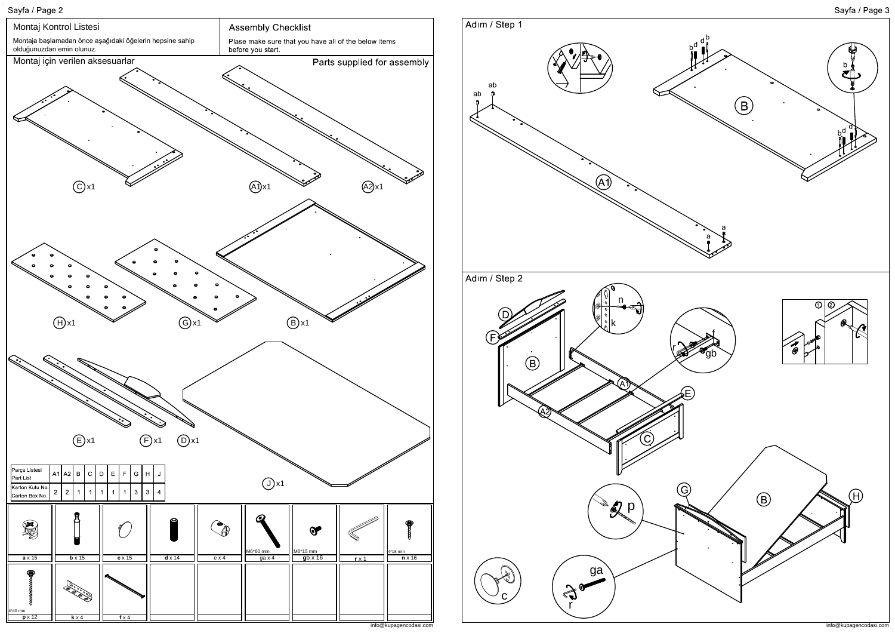## Montaj Kontrol Listesi

Montaja başlamadan önce aşağıdaki öğelerin hepsine sahip olduğunuzdan emin olunuz.

## Assembly Checklist

Plase make sure that you have all of the below items before you start.

### Montaj için verilen aksesuarlar / Parts supplied for assembly

C x1
A1 x1
A2 x1
H x1
G x1
B x1
E x1
F x1
D x1
J x1

| Parça Listesi Part List | A1 | A2 | B | C | D | E | F | G | H | J |
|---|---|---|---|---|---|---|---|---|---|---|
| Karton Kutu No. Carton Box No. | 2 | 2 | 1 | 1 | 1 | 1 | 1 | 3 | 3 | 4 |

| | | | | | | | | |
|---|---|---|---|---|---|---|---|---|
| a x 15 | b x 15 | c x 15 | d x 14 | e x 4 | M6*60 mm ga x 4 | M6*15 mm gb x 16 | r x 1 | 4*18 mm n x 16 |
| 4*40 mm p x 12 | k x 4 | f x 4 | | | | | | |

info@kupagencodasi.com

## Adım / Step 1

ab ab B b d d b d d b A1 a a

## Adım / Step 2

D F B n k A1 r f gb E A2 C ① ② G B H p ga c r

info@kupagencodasi.com